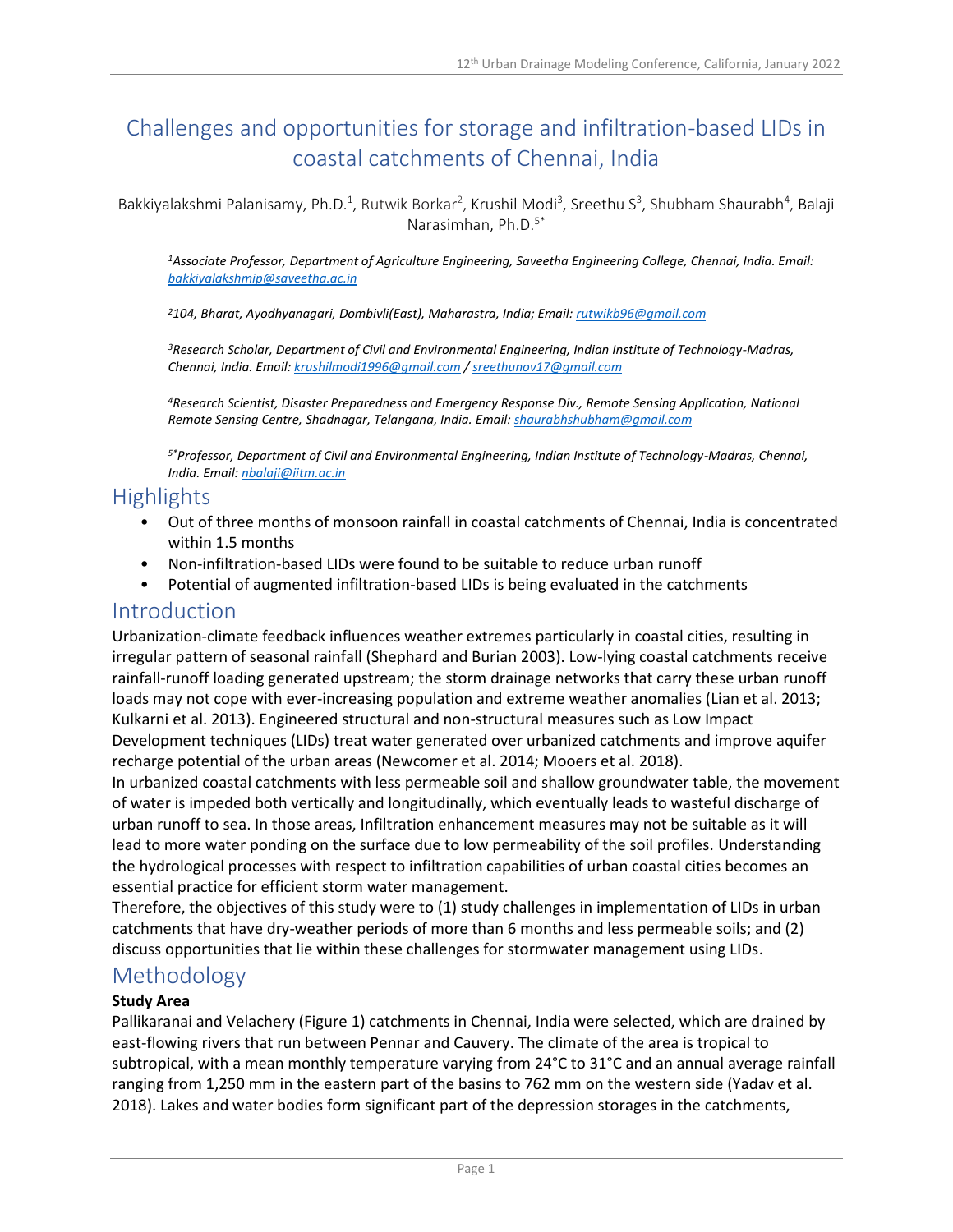# Challenges and opportunities for storage and infiltration-based LIDs in coastal catchments of Chennai, India

Bakkiyalakshmi Palanisamy, Ph.D.[1], Rutwik Borkar[2], Krushil Modi[3], Sreethu S[3], Shubham Shaurabh[4], Balaji Narasimhan, Ph.D.[5*]

*[1]Associate Professor, Department of Agriculture Engineering, Saveetha Engineering College, Chennai, India. Email: bakkiyalakshmip@saveetha.ac.in*

*[2]104, Bharat, Ayodhyanagari, Dombivli(East), Maharastra, India; Email: rutwikb96@gmail.com*

*[3]Research Scholar, Department of Civil and Environmental Engineering, Indian Institute of Technology-Madras, Chennai, India. Email: krushilmodi1996@gmail.com / sreethunov17@gmail.com*

*[4]Research Scientist, Disaster Preparedness and Emergency Response Div., Remote Sensing Application, National Remote Sensing Centre, Shadnagar, Telangana, India. Email: shaurabhshubham@gmail.com*

*[5*]Professor, Department of Civil and Environmental Engineering, Indian Institute of Technology-Madras, Chennai, India. Email: nbalaji@iitm.ac.in*

## Highlights

- Out of three months of monsoon rainfall in coastal catchments of Chennai, India is concentrated within 1.5 months
- Non-infiltration-based LIDs were found to be suitable to reduce urban runoff
- Potential of augmented infiltration-based LIDs is being evaluated in the catchments

## Introduction

Urbanization-climate feedback influences weather extremes particularly in coastal cities, resulting in irregular pattern of seasonal rainfall (Shephard and Burian 2003). Low-lying coastal catchments receive rainfall-runoff loading generated upstream; the storm drainage networks that carry these urban runoff loads may not cope with ever-increasing population and extreme weather anomalies (Lian et al. 2013; Kulkarni et al. 2013). Engineered structural and non-structural measures such as Low Impact Development techniques (LIDs) treat water generated over urbanized catchments and improve aquifer recharge potential of the urban areas (Newcomer et al. 2014; Mooers et al. 2018).

In urbanized coastal catchments with less permeable soil and shallow groundwater table, the movement of water is impeded both vertically and longitudinally, which eventually leads to wasteful discharge of urban runoff to sea. In those areas, Infiltration enhancement measures may not be suitable as it will lead to more water ponding on the surface due to low permeability of the soil profiles. Understanding the hydrological processes with respect to infiltration capabilities of urban coastal cities becomes an essential practice for efficient storm water management.

Therefore, the objectives of this study were to (1) study challenges in implementation of LIDs in urban catchments that have dry-weather periods of more than 6 months and less permeable soils; and (2) discuss opportunities that lie within these challenges for stormwater management using LIDs.

## Methodology

**Study Area**

Pallikaranai and Velachery (Figure 1) catchments in Chennai, India were selected, which are drained by east-flowing rivers that run between Pennar and Cauvery. The climate of the area is tropical to subtropical, with a mean monthly temperature varying from 24°C to 31°C and an annual average rainfall ranging from 1,250 mm in the eastern part of the basins to 762 mm on the western side (Yadav et al. 2018). Lakes and water bodies form significant part of the depression storages in the catchments,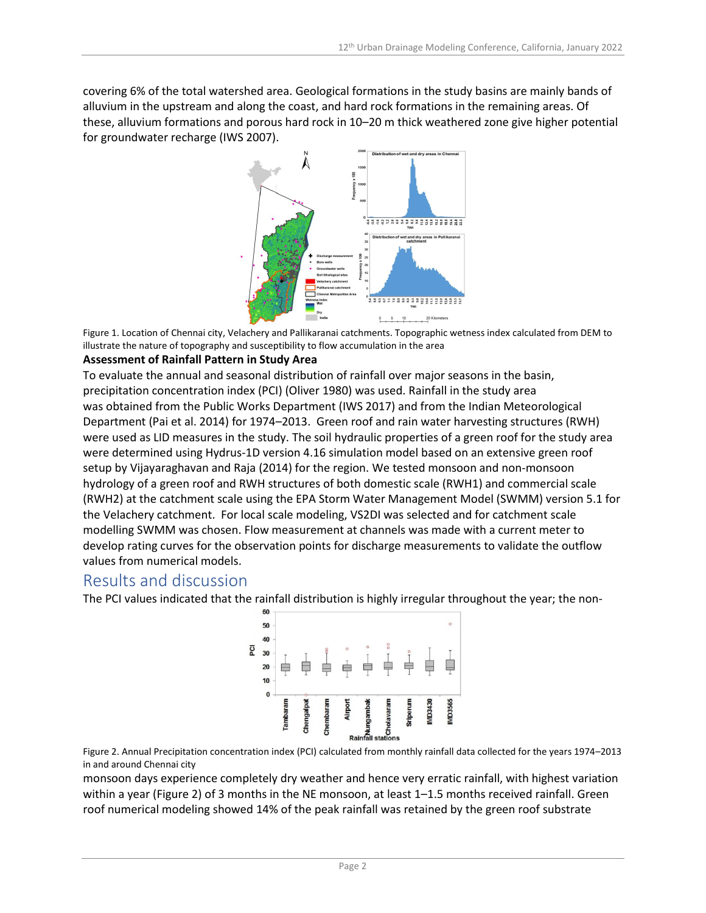covering 6% of the total watershed area. Geological formations in the study basins are mainly bands of alluvium in the upstream and along the coast, and hard rock formations in the remaining areas. Of these, alluvium formations and porous hard rock in 10–20 m thick weathered zone give higher potential for groundwater recharge (IWS 2007).

Figure 1. Location of Chennai city, Velachery and Pallikaranai catchments. Topographic wetness index calculated from DEM to illustrate the nature of topography and susceptibility to flow accumulation in the area

**Assessment of Rainfall Pattern in Study Area**

To evaluate the annual and seasonal distribution of rainfall over major seasons in the basin, precipitation concentration index (PCI) (Oliver 1980) was used. Rainfall in the study area was obtained from the Public Works Department (IWS 2017) and from the Indian Meteorological Department (Pai et al. 2014) for 1974–2013. Green roof and rain water harvesting structures (RWH) were used as LID measures in the study. The soil hydraulic properties of a green roof for the study area were determined using Hydrus-1D version 4.16 simulation model based on an extensive green roof setup by Vijayaraghavan and Raja (2014) for the region. We tested monsoon and non-monsoon hydrology of a green roof and RWH structures of both domestic scale (RWH1) and commercial scale (RWH2) at the catchment scale using the EPA Storm Water Management Model (SWMM) version 5.1 for the Velachery catchment. For local scale modeling, VS2DI was selected and for catchment scale modelling SWMM was chosen. Flow measurement at channels was made with a current meter to develop rating curves for the observation points for discharge measurements to validate the outflow values from numerical models.

## Results and discussion

The PCI values indicated that the rainfall distribution is highly irregular throughout the year; the non-

Figure 2. Annual Precipitation concentration index (PCI) calculated from monthly rainfall data collected for the years 1974–2013 in and around Chennai city

monsoon days experience completely dry weather and hence very erratic rainfall, with highest variation within a year (Figure 2) of 3 months in the NE monsoon, at least 1–1.5 months received rainfall. Green roof numerical modeling showed 14% of the peak rainfall was retained by the green roof substrate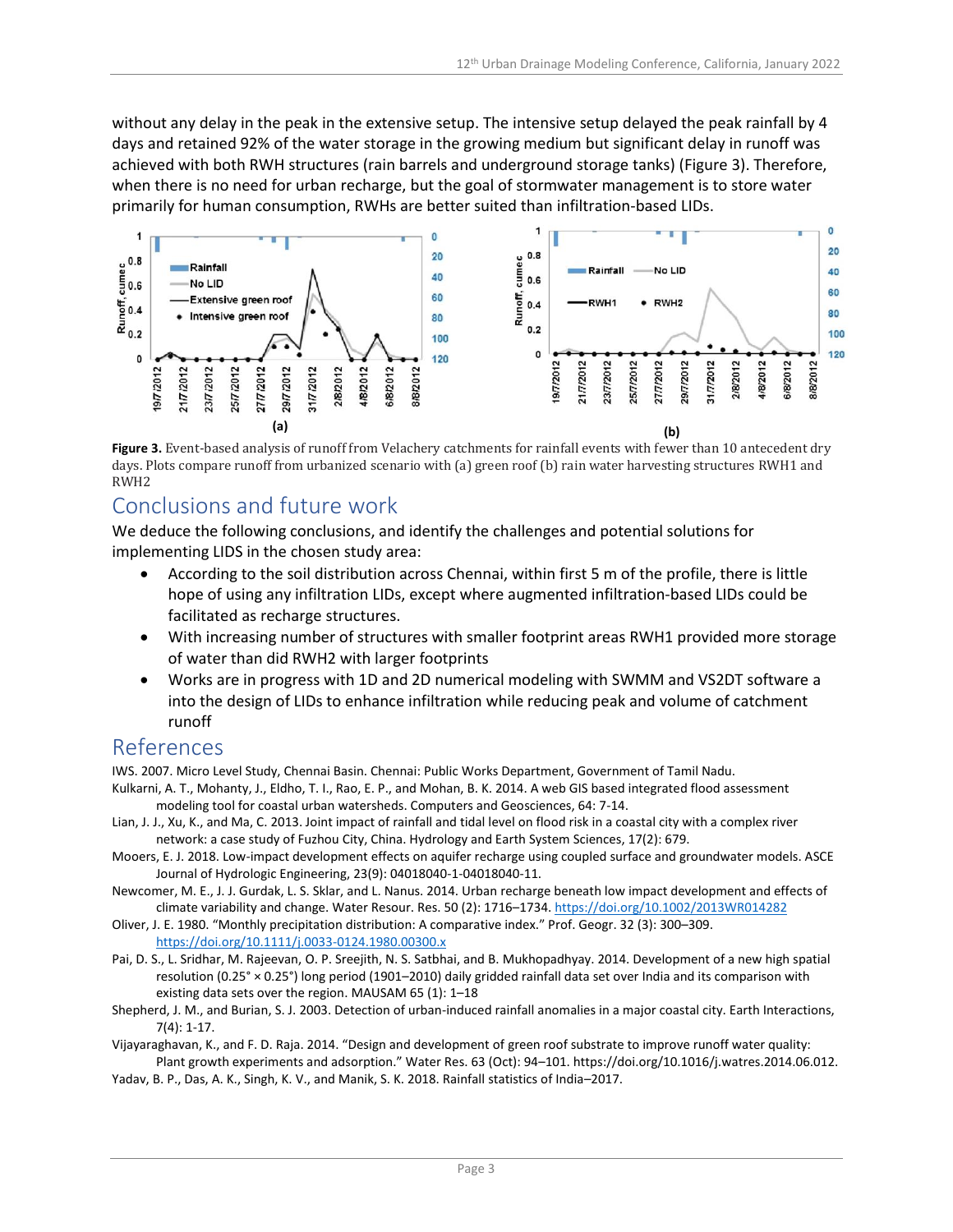without any delay in the peak in the extensive setup. The intensive setup delayed the peak rainfall by 4 days and retained 92% of the water storage in the growing medium but significant delay in runoff was achieved with both RWH structures (rain barrels and underground storage tanks) (Figure 3). Therefore, when there is no need for urban recharge, but the goal of stormwater management is to store water primarily for human consumption, RWHs are better suited than infiltration-based LIDs.

(a)

Runoff, cumec
1
0.8
0.6
0.4
0.2
0

0
20
40
60
80
100
120

Rainfall
No LID
Extensive green roof
Intensive green roof

19/7/2012
21/7/2012
23/7/2012
25/7/2012
27/7/2012
29/7/2012
31/7/2012
2/8/2012
4/8/2012
6/8/2012
8/8/2012

(b)

Runoff, cumec
1
0.8
0.6
0.4
0.2
0

0
20
40
60
80
100
120

Rainfall
No LID
RWH1
RWH2

19/7/2012
21/7/2012
23/7/2012
25/7/2012
27/7/2012
29/7/2012
31/7/2012
2/8/2012
4/8/2012
6/8/2012
8/8/2012

**Figure 3.** Event-based analysis of runoff from Velachery catchments for rainfall events with fewer than 10 antecedent dry days. Plots compare runoff from urbanized scenario with (a) green roof (b) rain water harvesting structures RWH1 and RWH2

## Conclusions and future work

We deduce the following conclusions, and identify the challenges and potential solutions for implementing LIDS in the chosen study area:

- According to the soil distribution across Chennai, within first 5 m of the profile, there is little hope of using any infiltration LIDs, except where augmented infiltration-based LIDs could be facilitated as recharge structures.
- With increasing number of structures with smaller footprint areas RWH1 provided more storage of water than did RWH2 with larger footprints
- Works are in progress with 1D and 2D numerical modeling with SWMM and VS2DT software a into the design of LIDs to enhance infiltration while reducing peak and volume of catchment runoff

## References

IWS. 2007. Micro Level Study, Chennai Basin. Chennai: Public Works Department, Government of Tamil Nadu.

Kulkarni, A. T., Mohanty, J., Eldho, T. I., Rao, E. P., and Mohan, B. K. 2014. A web GIS based integrated flood assessment modeling tool for coastal urban watersheds. Computers and Geosciences, 64: 7-14.

Lian, J. J., Xu, K., and Ma, C. 2013. Joint impact of rainfall and tidal level on flood risk in a coastal city with a complex river network: a case study of Fuzhou City, China. Hydrology and Earth System Sciences, 17(2): 679.

Mooers, E. J. 2018. Low-impact development effects on aquifer recharge using coupled surface and groundwater models. ASCE Journal of Hydrologic Engineering, 23(9): 04018040-1-04018040-11.

Newcomer, M. E., J. J. Gurdak, L. S. Sklar, and L. Nanus. 2014. Urban recharge beneath low impact development and effects of climate variability and change. Water Resour. Res. 50 (2): 1716–1734. https://doi.org/10.1002/2013WR014282

Oliver, J. E. 1980. "Monthly precipitation distribution: A comparative index." Prof. Geogr. 32 (3): 300–309. https://doi.org/10.1111/j.0033-0124.1980.00300.x

Pai, D. S., L. Sridhar, M. Rajeevan, O. P. Sreejith, N. S. Satbhai, and B. Mukhopadhyay. 2014. Development of a new high spatial resolution (0.25° × 0.25°) long period (1901–2010) daily gridded rainfall data set over India and its comparison with existing data sets over the region. MAUSAM 65 (1): 1–18

Shepherd, J. M., and Burian, S. J. 2003. Detection of urban-induced rainfall anomalies in a major coastal city. Earth Interactions, 7(4): 1-17.

Vijayaraghavan, K., and F. D. Raja. 2014. "Design and development of green roof substrate to improve runoff water quality: Plant growth experiments and adsorption." Water Res. 63 (Oct): 94–101. https://doi.org/10.1016/j.watres.2014.06.012.

Yadav, B. P., Das, A. K., Singh, K. V., and Manik, S. K. 2018. Rainfall statistics of India–2017.